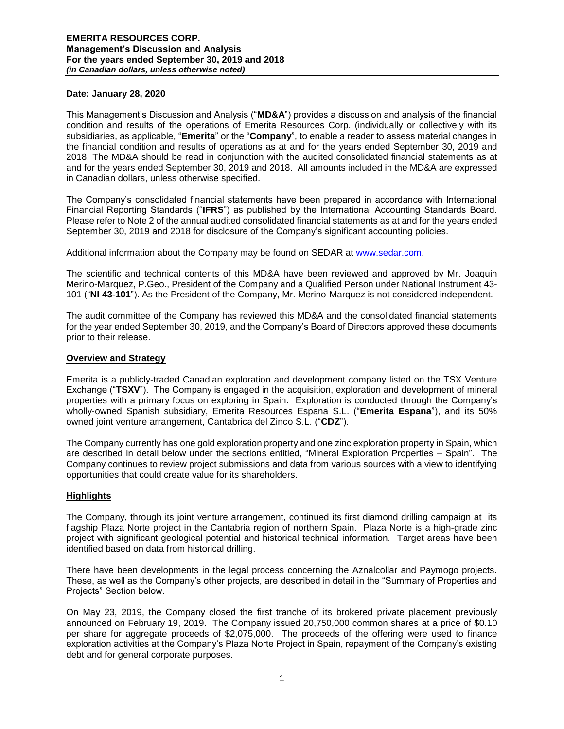**Date: January 28, 2020**

This Management's Discussion and Analysis ("**MD&A**") provides a discussion and analysis of the financial condition and results of the operations of Emerita Resources Corp. (individually or collectively with its subsidiaries, as applicable, "**Emerita**" or the "**Company**", to enable a reader to assess material changes in the financial condition and results of operations as at and for the years ended September 30, 2019 and 2018. The MD&A should be read in conjunction with the audited consolidated financial statements as at and for the years ended September 30, 2019 and 2018. All amounts included in the MD&A are expressed in Canadian dollars, unless otherwise specified.

The Company's consolidated financial statements have been prepared in accordance with International Financial Reporting Standards ("**IFRS**") as published by the International Accounting Standards Board. Please refer to Note 2 of the annual audited consolidated financial statements as at and for the years ended September 30, 2019 and 2018 for disclosure of the Company's significant accounting policies.

Additional information about the Company may be found on SEDAR at www.sedar.com.

The scientific and technical contents of this MD&A have been reviewed and approved by Mr. Joaquin Merino-Marquez, P.Geo., President of the Company and a Qualified Person under National Instrument 43-101 ("**NI 43-101**"). As the President of the Company, Mr. Merino-Marquez is not considered independent.

The audit committee of the Company has reviewed this MD&A and the consolidated financial statements for the year ended September 30, 2019, and the Company's Board of Directors approved these documents prior to their release.

## Overview and Strategy

Emerita is a publicly-traded Canadian exploration and development company listed on the TSX Venture Exchange ("**TSXV**"). The Company is engaged in the acquisition, exploration and development of mineral properties with a primary focus on exploring in Spain. Exploration is conducted through the Company's wholly-owned Spanish subsidiary, Emerita Resources Espana S.L. ("**Emerita Espana**"), and its 50% owned joint venture arrangement, Cantabrica del Zinco S.L. ("**CDZ**").

The Company currently has one gold exploration property and one zinc exploration property in Spain, which are described in detail below under the sections entitled, "Mineral Exploration Properties – Spain". The Company continues to review project submissions and data from various sources with a view to identifying opportunities that could create value for its shareholders.

## Highlights

The Company, through its joint venture arrangement, continued its first diamond drilling campaign at its flagship Plaza Norte project in the Cantabria region of northern Spain. Plaza Norte is a high-grade zinc project with significant geological potential and historical technical information. Target areas have been identified based on data from historical drilling.

There have been developments in the legal process concerning the Aznalcollar and Paymogo projects. These, as well as the Company's other projects, are described in detail in the "Summary of Properties and Projects" Section below.

On May 23, 2019, the Company closed the first tranche of its brokered private placement previously announced on February 19, 2019. The Company issued 20,750,000 common shares at a price of $0.10 per share for aggregate proceeds of $2,075,000. The proceeds of the offering were used to finance exploration activities at the Company's Plaza Norte Project in Spain, repayment of the Company's existing debt and for general corporate purposes.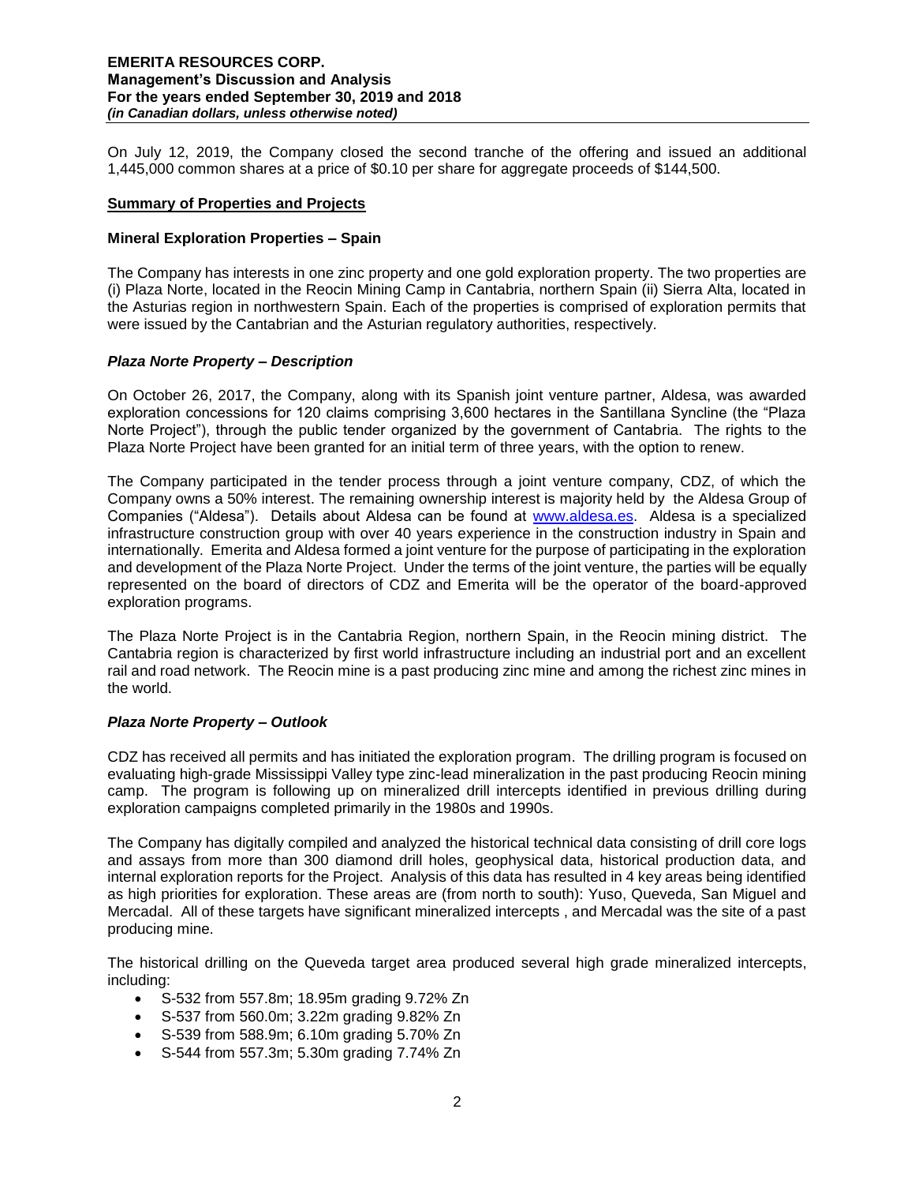On July 12, 2019, the Company closed the second tranche of the offering and issued an additional 1,445,000 common shares at a price of $0.10 per share for aggregate proceeds of $144,500.

## Summary of Properties and Projects

### Mineral Exploration Properties – Spain

The Company has interests in one zinc property and one gold exploration property. The two properties are (i) Plaza Norte, located in the Reocin Mining Camp in Cantabria, northern Spain (ii) Sierra Alta, located in the Asturias region in northwestern Spain. Each of the properties is comprised of exploration permits that were issued by the Cantabrian and the Asturian regulatory authorities, respectively.

### *Plaza Norte Property – Description*

On October 26, 2017, the Company, along with its Spanish joint venture partner, Aldesa, was awarded exploration concessions for 120 claims comprising 3,600 hectares in the Santillana Syncline (the "Plaza Norte Project"), through the public tender organized by the government of Cantabria. The rights to the Plaza Norte Project have been granted for an initial term of three years, with the option to renew.

The Company participated in the tender process through a joint venture company, CDZ, of which the Company owns a 50% interest. The remaining ownership interest is majority held by the Aldesa Group of Companies ("Aldesa"). Details about Aldesa can be found at www.aldesa.es. Aldesa is a specialized infrastructure construction group with over 40 years experience in the construction industry in Spain and internationally. Emerita and Aldesa formed a joint venture for the purpose of participating in the exploration and development of the Plaza Norte Project. Under the terms of the joint venture, the parties will be equally represented on the board of directors of CDZ and Emerita will be the operator of the board-approved exploration programs.

The Plaza Norte Project is in the Cantabria Region, northern Spain, in the Reocin mining district. The Cantabria region is characterized by first world infrastructure including an industrial port and an excellent rail and road network. The Reocin mine is a past producing zinc mine and among the richest zinc mines in the world.

### *Plaza Norte Property – Outlook*

CDZ has received all permits and has initiated the exploration program. The drilling program is focused on evaluating high-grade Mississippi Valley type zinc-lead mineralization in the past producing Reocin mining camp. The program is following up on mineralized drill intercepts identified in previous drilling during exploration campaigns completed primarily in the 1980s and 1990s.

The Company has digitally compiled and analyzed the historical technical data consisting of drill core logs and assays from more than 300 diamond drill holes, geophysical data, historical production data, and internal exploration reports for the Project. Analysis of this data has resulted in 4 key areas being identified as high priorities for exploration. These areas are (from north to south): Yuso, Queveda, San Miguel and Mercadal. All of these targets have significant mineralized intercepts , and Mercadal was the site of a past producing mine.

The historical drilling on the Queveda target area produced several high grade mineralized intercepts, including:

- S-532 from 557.8m; 18.95m grading 9.72% Zn
- S-537 from 560.0m; 3.22m grading 9.82% Zn
- S-539 from 588.9m; 6.10m grading 5.70% Zn
- S-544 from 557.3m; 5.30m grading 7.74% Zn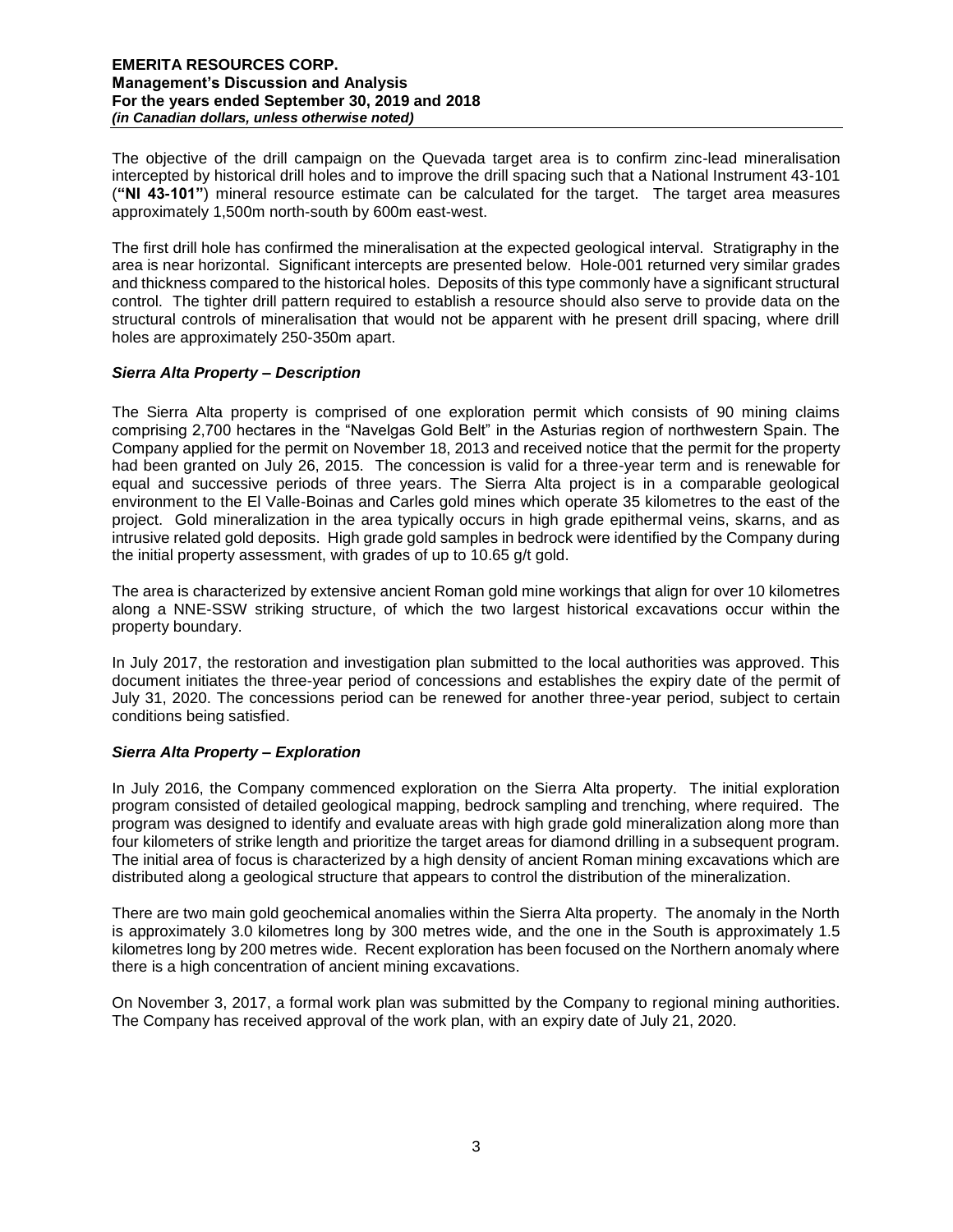The objective of the drill campaign on the Quevada target area is to confirm zinc-lead mineralisation intercepted by historical drill holes and to improve the drill spacing such that a National Instrument 43-101 (**"NI 43-101"**) mineral resource estimate can be calculated for the target. The target area measures approximately 1,500m north-south by 600m east-west.

The first drill hole has confirmed the mineralisation at the expected geological interval. Stratigraphy in the area is near horizontal. Significant intercepts are presented below. Hole-001 returned very similar grades and thickness compared to the historical holes. Deposits of this type commonly have a significant structural control. The tighter drill pattern required to establish a resource should also serve to provide data on the structural controls of mineralisation that would not be apparent with he present drill spacing, where drill holes are approximately 250-350m apart.

### *Sierra Alta Property – Description*

The Sierra Alta property is comprised of one exploration permit which consists of 90 mining claims comprising 2,700 hectares in the "Navelgas Gold Belt" in the Asturias region of northwestern Spain. The Company applied for the permit on November 18, 2013 and received notice that the permit for the property had been granted on July 26, 2015. The concession is valid for a three-year term and is renewable for equal and successive periods of three years. The Sierra Alta project is in a comparable geological environment to the El Valle-Boinas and Carles gold mines which operate 35 kilometres to the east of the project. Gold mineralization in the area typically occurs in high grade epithermal veins, skarns, and as intrusive related gold deposits. High grade gold samples in bedrock were identified by the Company during the initial property assessment, with grades of up to 10.65 g/t gold.

The area is characterized by extensive ancient Roman gold mine workings that align for over 10 kilometres along a NNE-SSW striking structure, of which the two largest historical excavations occur within the property boundary.

In July 2017, the restoration and investigation plan submitted to the local authorities was approved. This document initiates the three-year period of concessions and establishes the expiry date of the permit of July 31, 2020. The concessions period can be renewed for another three-year period, subject to certain conditions being satisfied.

### *Sierra Alta Property – Exploration*

In July 2016, the Company commenced exploration on the Sierra Alta property. The initial exploration program consisted of detailed geological mapping, bedrock sampling and trenching, where required. The program was designed to identify and evaluate areas with high grade gold mineralization along more than four kilometers of strike length and prioritize the target areas for diamond drilling in a subsequent program. The initial area of focus is characterized by a high density of ancient Roman mining excavations which are distributed along a geological structure that appears to control the distribution of the mineralization.

There are two main gold geochemical anomalies within the Sierra Alta property. The anomaly in the North is approximately 3.0 kilometres long by 300 metres wide, and the one in the South is approximately 1.5 kilometres long by 200 metres wide. Recent exploration has been focused on the Northern anomaly where there is a high concentration of ancient mining excavations.

On November 3, 2017, a formal work plan was submitted by the Company to regional mining authorities. The Company has received approval of the work plan, with an expiry date of July 21, 2020.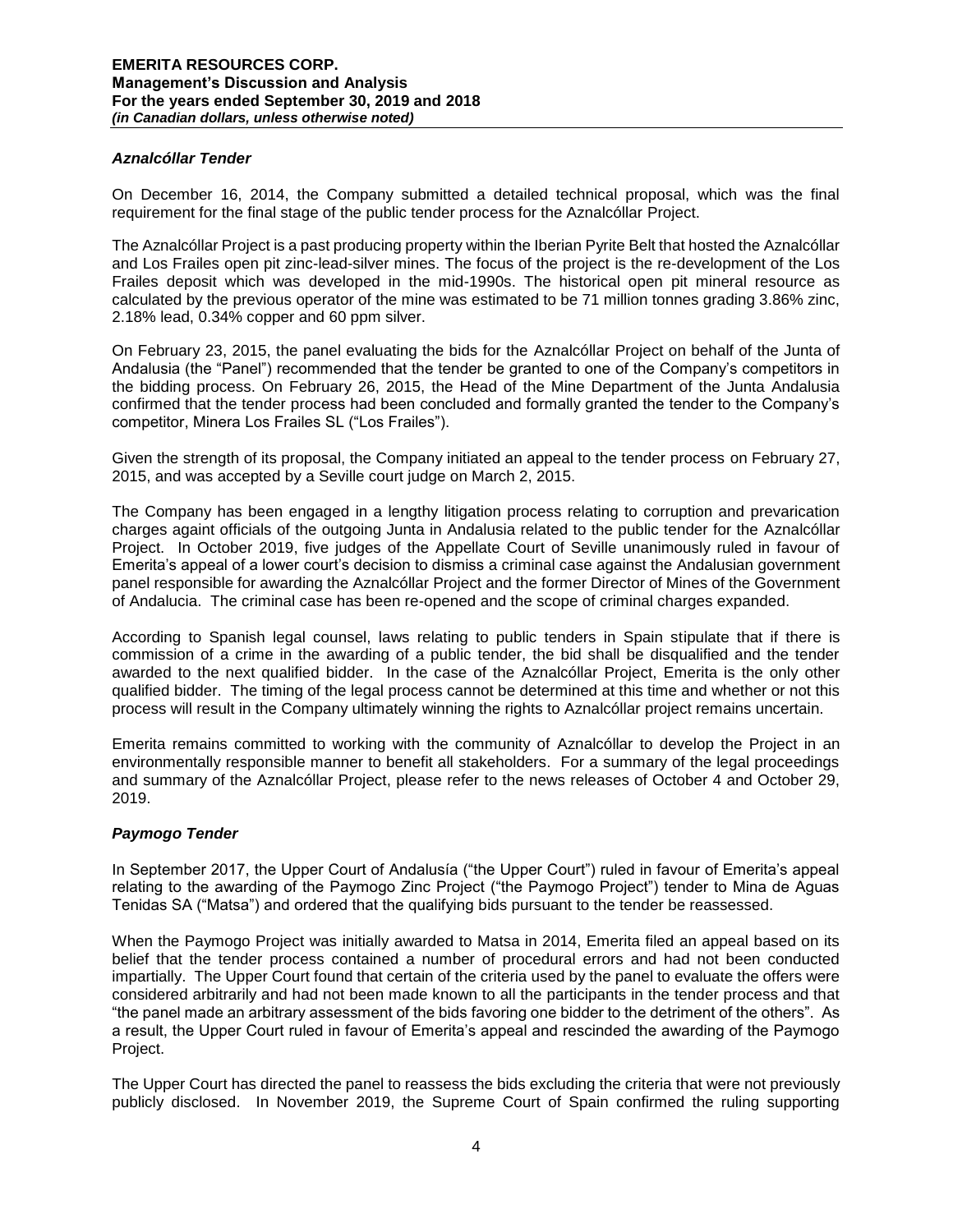### *Aznalcóllar Tender*

On December 16, 2014, the Company submitted a detailed technical proposal, which was the final requirement for the final stage of the public tender process for the Aznalcóllar Project.

The Aznalcóllar Project is a past producing property within the Iberian Pyrite Belt that hosted the Aznalcóllar and Los Frailes open pit zinc-lead-silver mines. The focus of the project is the re-development of the Los Frailes deposit which was developed in the mid-1990s. The historical open pit mineral resource as calculated by the previous operator of the mine was estimated to be 71 million tonnes grading 3.86% zinc, 2.18% lead, 0.34% copper and 60 ppm silver.

On February 23, 2015, the panel evaluating the bids for the Aznalcóllar Project on behalf of the Junta of Andalusia (the "Panel") recommended that the tender be granted to one of the Company's competitors in the bidding process. On February 26, 2015, the Head of the Mine Department of the Junta Andalusia confirmed that the tender process had been concluded and formally granted the tender to the Company's competitor, Minera Los Frailes SL ("Los Frailes").

Given the strength of its proposal, the Company initiated an appeal to the tender process on February 27, 2015, and was accepted by a Seville court judge on March 2, 2015.

The Company has been engaged in a lengthy litigation process relating to corruption and prevarication charges againt officials of the outgoing Junta in Andalusia related to the public tender for the Aznalcóllar Project. In October 2019, five judges of the Appellate Court of Seville unanimously ruled in favour of Emerita's appeal of a lower court's decision to dismiss a criminal case against the Andalusian government panel responsible for awarding the Aznalcóllar Project and the former Director of Mines of the Government of Andalucia. The criminal case has been re-opened and the scope of criminal charges expanded.

According to Spanish legal counsel, laws relating to public tenders in Spain stipulate that if there is commission of a crime in the awarding of a public tender, the bid shall be disqualified and the tender awarded to the next qualified bidder. In the case of the Aznalcóllar Project, Emerita is the only other qualified bidder. The timing of the legal process cannot be determined at this time and whether or not this process will result in the Company ultimately winning the rights to Aznalcóllar project remains uncertain.

Emerita remains committed to working with the community of Aznalcóllar to develop the Project in an environmentally responsible manner to benefit all stakeholders. For a summary of the legal proceedings and summary of the Aznalcóllar Project, please refer to the news releases of October 4 and October 29, 2019.

### *Paymogo Tender*

In September 2017, the Upper Court of Andalusía ("the Upper Court") ruled in favour of Emerita's appeal relating to the awarding of the Paymogo Zinc Project ("the Paymogo Project") tender to Mina de Aguas Tenidas SA ("Matsa") and ordered that the qualifying bids pursuant to the tender be reassessed.

When the Paymogo Project was initially awarded to Matsa in 2014, Emerita filed an appeal based on its belief that the tender process contained a number of procedural errors and had not been conducted impartially. The Upper Court found that certain of the criteria used by the panel to evaluate the offers were considered arbitrarily and had not been made known to all the participants in the tender process and that "the panel made an arbitrary assessment of the bids favoring one bidder to the detriment of the others". As a result, the Upper Court ruled in favour of Emerita's appeal and rescinded the awarding of the Paymogo Project.

The Upper Court has directed the panel to reassess the bids excluding the criteria that were not previously publicly disclosed. In November 2019, the Supreme Court of Spain confirmed the ruling supporting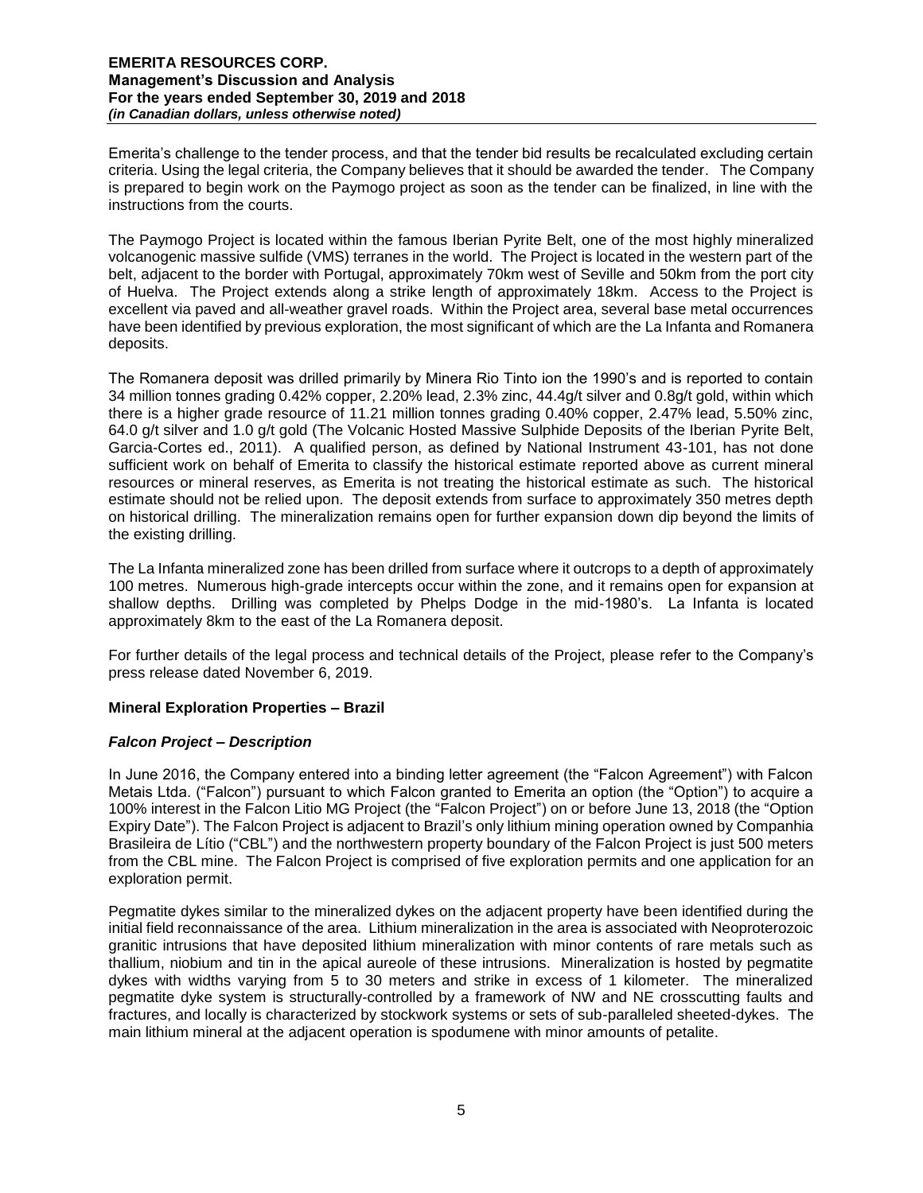Emerita's challenge to the tender process, and that the tender bid results be recalculated excluding certain criteria. Using the legal criteria, the Company believes that it should be awarded the tender. The Company is prepared to begin work on the Paymogo project as soon as the tender can be finalized, in line with the instructions from the courts.

The Paymogo Project is located within the famous Iberian Pyrite Belt, one of the most highly mineralized volcanogenic massive sulfide (VMS) terranes in the world. The Project is located in the western part of the belt, adjacent to the border with Portugal, approximately 70km west of Seville and 50km from the port city of Huelva. The Project extends along a strike length of approximately 18km. Access to the Project is excellent via paved and all-weather gravel roads. Within the Project area, several base metal occurrences have been identified by previous exploration, the most significant of which are the La Infanta and Romanera deposits.

The Romanera deposit was drilled primarily by Minera Rio Tinto ion the 1990's and is reported to contain 34 million tonnes grading 0.42% copper, 2.20% lead, 2.3% zinc, 44.4g/t silver and 0.8g/t gold, within which there is a higher grade resource of 11.21 million tonnes grading 0.40% copper, 2.47% lead, 5.50% zinc, 64.0 g/t silver and 1.0 g/t gold (The Volcanic Hosted Massive Sulphide Deposits of the Iberian Pyrite Belt, Garcia-Cortes ed., 2011). A qualified person, as defined by National Instrument 43-101, has not done sufficient work on behalf of Emerita to classify the historical estimate reported above as current mineral resources or mineral reserves, as Emerita is not treating the historical estimate as such. The historical estimate should not be relied upon. The deposit extends from surface to approximately 350 metres depth on historical drilling. The mineralization remains open for further expansion down dip beyond the limits of the existing drilling.

The La Infanta mineralized zone has been drilled from surface where it outcrops to a depth of approximately 100 metres. Numerous high-grade intercepts occur within the zone, and it remains open for expansion at shallow depths. Drilling was completed by Phelps Dodge in the mid-1980's. La Infanta is located approximately 8km to the east of the La Romanera deposit.

For further details of the legal process and technical details of the Project, please refer to the Company's press release dated November 6, 2019.

**Mineral Exploration Properties – Brazil**

***Falcon Project – Description***

In June 2016, the Company entered into a binding letter agreement (the "Falcon Agreement") with Falcon Metais Ltda. ("Falcon") pursuant to which Falcon granted to Emerita an option (the "Option") to acquire a 100% interest in the Falcon Litio MG Project (the "Falcon Project") on or before June 13, 2018 (the "Option Expiry Date"). The Falcon Project is adjacent to Brazil's only lithium mining operation owned by Companhia Brasileira de Lítio ("CBL") and the northwestern property boundary of the Falcon Project is just 500 meters from the CBL mine. The Falcon Project is comprised of five exploration permits and one application for an exploration permit.

Pegmatite dykes similar to the mineralized dykes on the adjacent property have been identified during the initial field reconnaissance of the area. Lithium mineralization in the area is associated with Neoproterozoic granitic intrusions that have deposited lithium mineralization with minor contents of rare metals such as thallium, niobium and tin in the apical aureole of these intrusions. Mineralization is hosted by pegmatite dykes with widths varying from 5 to 30 meters and strike in excess of 1 kilometer. The mineralized pegmatite dyke system is structurally-controlled by a framework of NW and NE crosscutting faults and fractures, and locally is characterized by stockwork systems or sets of sub-paralleled sheeted-dykes. The main lithium mineral at the adjacent operation is spodumene with minor amounts of petalite.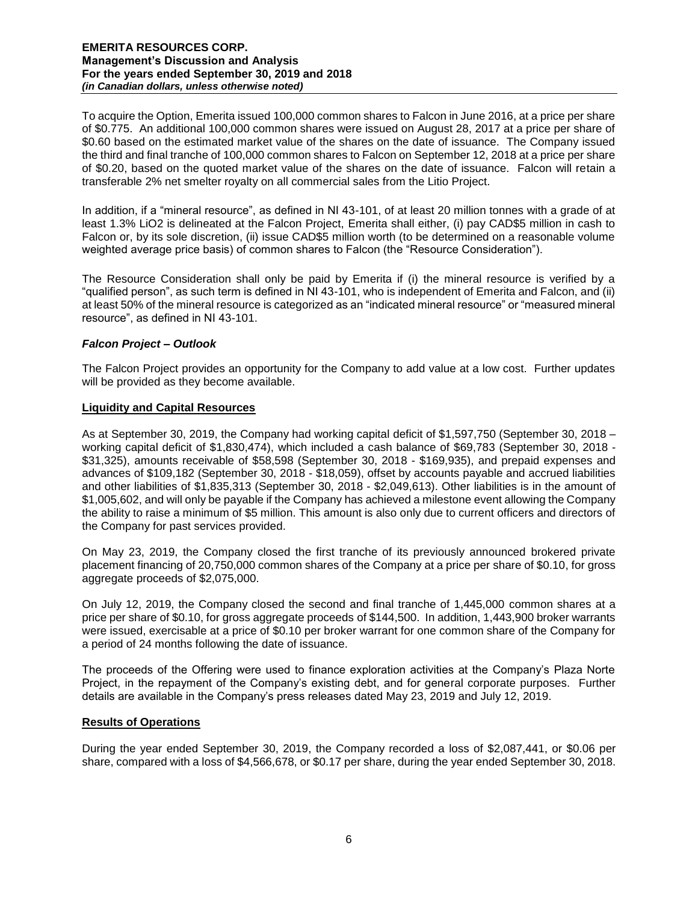To acquire the Option, Emerita issued 100,000 common shares to Falcon in June 2016, at a price per share of $0.775. An additional 100,000 common shares were issued on August 28, 2017 at a price per share of $0.60 based on the estimated market value of the shares on the date of issuance. The Company issued the third and final tranche of 100,000 common shares to Falcon on September 12, 2018 at a price per share of $0.20, based on the quoted market value of the shares on the date of issuance. Falcon will retain a transferable 2% net smelter royalty on all commercial sales from the Litio Project.

In addition, if a "mineral resource", as defined in NI 43-101, of at least 20 million tonnes with a grade of at least 1.3% LiO2 is delineated at the Falcon Project, Emerita shall either, (i) pay CAD$5 million in cash to Falcon or, by its sole discretion, (ii) issue CAD$5 million worth (to be determined on a reasonable volume weighted average price basis) of common shares to Falcon (the "Resource Consideration").

The Resource Consideration shall only be paid by Emerita if (i) the mineral resource is verified by a "qualified person", as such term is defined in NI 43-101, who is independent of Emerita and Falcon, and (ii) at least 50% of the mineral resource is categorized as an "indicated mineral resource" or "measured mineral resource", as defined in NI 43-101.

### *Falcon Project – Outlook*

The Falcon Project provides an opportunity for the Company to add value at a low cost. Further updates will be provided as they become available.

## Liquidity and Capital Resources

As at September 30, 2019, the Company had working capital deficit of $1,597,750 (September 30, 2018 – working capital deficit of $1,830,474), which included a cash balance of $69,783 (September 30, 2018 - $31,325), amounts receivable of $58,598 (September 30, 2018 - $169,935), and prepaid expenses and advances of $109,182 (September 30, 2018 - $18,059), offset by accounts payable and accrued liabilities and other liabilities of $1,835,313 (September 30, 2018 - $2,049,613). Other liabilities is in the amount of $1,005,602, and will only be payable if the Company has achieved a milestone event allowing the Company the ability to raise a minimum of $5 million. This amount is also only due to current officers and directors of the Company for past services provided.

On May 23, 2019, the Company closed the first tranche of its previously announced brokered private placement financing of 20,750,000 common shares of the Company at a price per share of $0.10, for gross aggregate proceeds of $2,075,000.

On July 12, 2019, the Company closed the second and final tranche of 1,445,000 common shares at a price per share of $0.10, for gross aggregate proceeds of $144,500. In addition, 1,443,900 broker warrants were issued, exercisable at a price of $0.10 per broker warrant for one common share of the Company for a period of 24 months following the date of issuance.

The proceeds of the Offering were used to finance exploration activities at the Company's Plaza Norte Project, in the repayment of the Company's existing debt, and for general corporate purposes. Further details are available in the Company's press releases dated May 23, 2019 and July 12, 2019.

## Results of Operations

During the year ended September 30, 2019, the Company recorded a loss of $2,087,441, or $0.06 per share, compared with a loss of $4,566,678, or $0.17 per share, during the year ended September 30, 2018.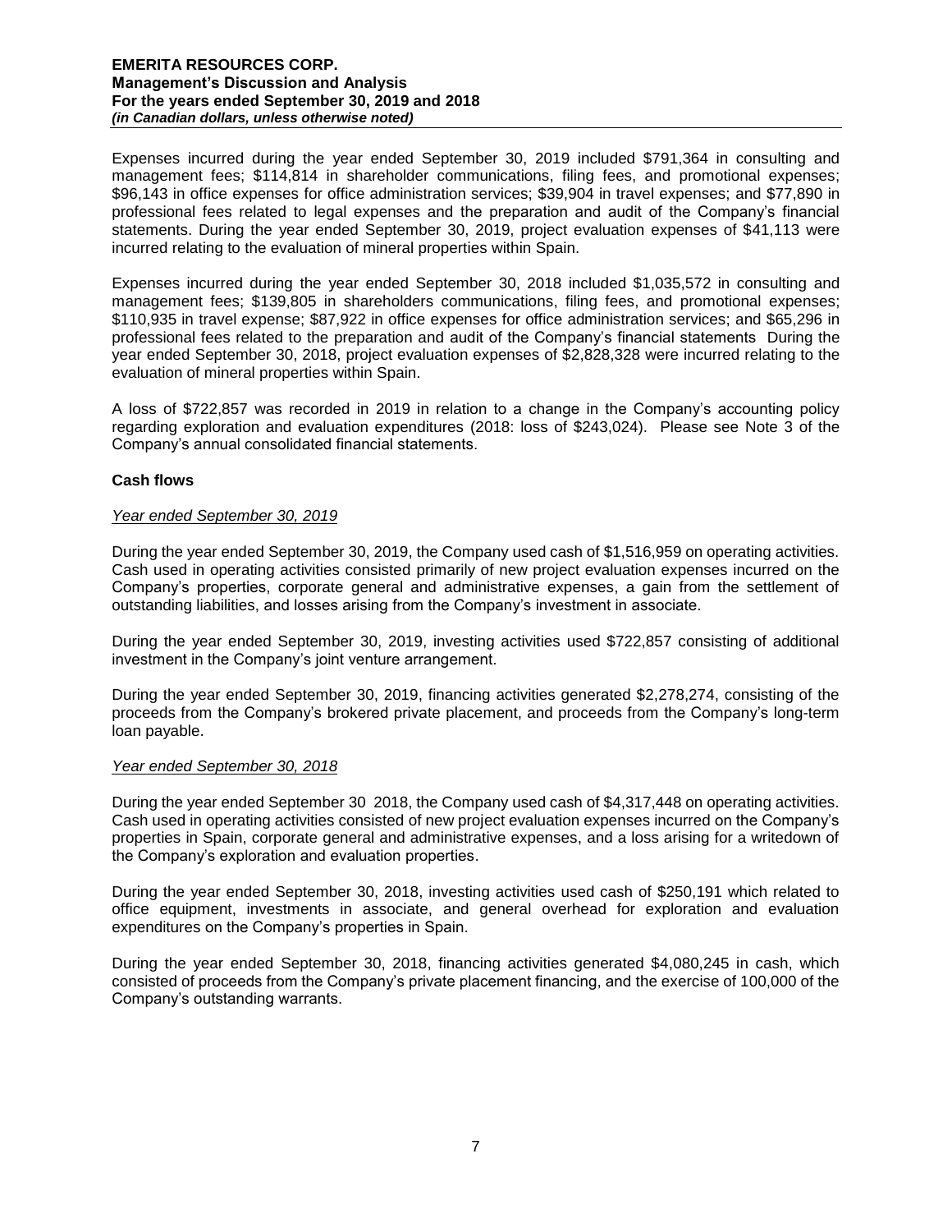Expenses incurred during the year ended September 30, 2019 included $791,364 in consulting and management fees; $114,814 in shareholder communications, filing fees, and promotional expenses; $96,143 in office expenses for office administration services; $39,904 in travel expenses; and $77,890 in professional fees related to legal expenses and the preparation and audit of the Company's financial statements. During the year ended September 30, 2019, project evaluation expenses of $41,113 were incurred relating to the evaluation of mineral properties within Spain.

Expenses incurred during the year ended September 30, 2018 included $1,035,572 in consulting and management fees; $139,805 in shareholders communications, filing fees, and promotional expenses; $110,935 in travel expense; $87,922 in office expenses for office administration services; and $65,296 in professional fees related to the preparation and audit of the Company's financial statements During the year ended September 30, 2018, project evaluation expenses of $2,828,328 were incurred relating to the evaluation of mineral properties within Spain.

A loss of $722,857 was recorded in 2019 in relation to a change in the Company's accounting policy regarding exploration and evaluation expenditures (2018: loss of $243,024). Please see Note 3 of the Company's annual consolidated financial statements.

**Cash flows**

*Year ended September 30, 2019*

During the year ended September 30, 2019, the Company used cash of $1,516,959 on operating activities. Cash used in operating activities consisted primarily of new project evaluation expenses incurred on the Company's properties, corporate general and administrative expenses, a gain from the settlement of outstanding liabilities, and losses arising from the Company's investment in associate.

During the year ended September 30, 2019, investing activities used $722,857 consisting of additional investment in the Company's joint venture arrangement.

During the year ended September 30, 2019, financing activities generated $2,278,274, consisting of the proceeds from the Company's brokered private placement, and proceeds from the Company's long-term loan payable.

*Year ended September 30, 2018*

During the year ended September 30 2018, the Company used cash of $4,317,448 on operating activities. Cash used in operating activities consisted of new project evaluation expenses incurred on the Company's properties in Spain, corporate general and administrative expenses, and a loss arising for a writedown of the Company's exploration and evaluation properties.

During the year ended September 30, 2018, investing activities used cash of $250,191 which related to office equipment, investments in associate, and general overhead for exploration and evaluation expenditures on the Company's properties in Spain.

During the year ended September 30, 2018, financing activities generated $4,080,245 in cash, which consisted of proceeds from the Company's private placement financing, and the exercise of 100,000 of the Company's outstanding warrants.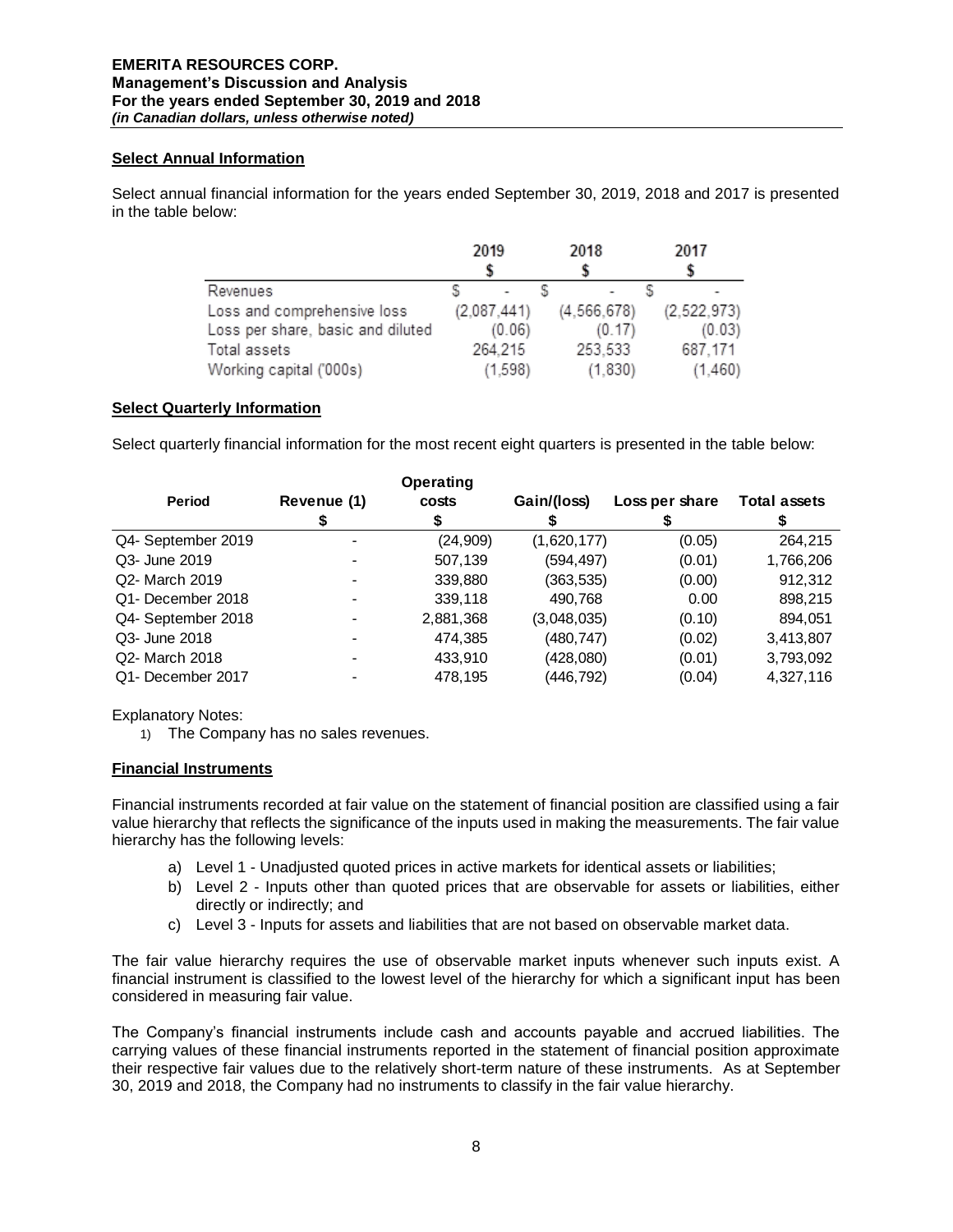## Select Annual Information

Select annual financial information for the years ended September 30, 2019, 2018 and 2017 is presented in the table below:

| | 2019 $ | 2018 $ | 2017 $ |
|---|---|---|---|
| Revenues | $ - | $ - | $ - |
| Loss and comprehensive loss | (2,087,441) | (4,566,678) | (2,522,973) |
| Loss per share, basic and diluted | (0.06) | (0.17) | (0.03) |
| Total assets | 264,215 | 253,533 | 687,171 |
| Working capital ('000s) | (1,598) | (1,830) | (1,460) |

## Select Quarterly Information

Select quarterly financial information for the most recent eight quarters is presented in the table below:

| Period | Revenue (1) $ | Operating costs $ | Gain/(loss) $ | Loss per share $ | Total assets $ |
|---|---|---|---|---|---|
| Q4- September 2019 | - | (24,909) | (1,620,177) | (0.05) | 264,215 |
| Q3- June 2019 | - | 507,139 | (594,497) | (0.01) | 1,766,206 |
| Q2- March 2019 | - | 339,880 | (363,535) | (0.00) | 912,312 |
| Q1- December 2018 | - | 339,118 | 490,768 | 0.00 | 898,215 |
| Q4- September 2018 | - | 2,881,368 | (3,048,035) | (0.10) | 894,051 |
| Q3- June 2018 | - | 474,385 | (480,747) | (0.02) | 3,413,807 |
| Q2- March 2018 | - | 433,910 | (428,080) | (0.01) | 3,793,092 |
| Q1- December 2017 | - | 478,195 | (446,792) | (0.04) | 4,327,116 |

Explanatory Notes:

1) The Company has no sales revenues.

## Financial Instruments

Financial instruments recorded at fair value on the statement of financial position are classified using a fair value hierarchy that reflects the significance of the inputs used in making the measurements. The fair value hierarchy has the following levels:

a) Level 1 - Unadjusted quoted prices in active markets for identical assets or liabilities;
b) Level 2 - Inputs other than quoted prices that are observable for assets or liabilities, either directly or indirectly; and
c) Level 3 - Inputs for assets and liabilities that are not based on observable market data.

The fair value hierarchy requires the use of observable market inputs whenever such inputs exist. A financial instrument is classified to the lowest level of the hierarchy for which a significant input has been considered in measuring fair value.

The Company's financial instruments include cash and accounts payable and accrued liabilities. The carrying values of these financial instruments reported in the statement of financial position approximate their respective fair values due to the relatively short-term nature of these instruments. As at September 30, 2019 and 2018, the Company had no instruments to classify in the fair value hierarchy.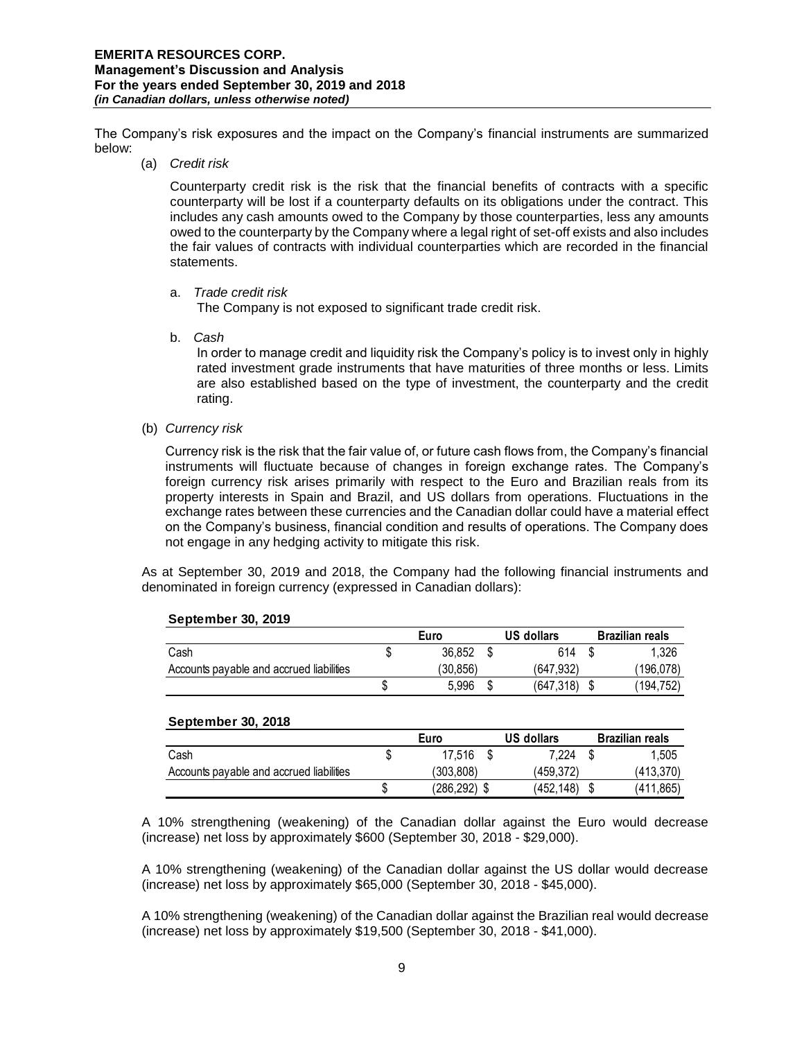The Company's risk exposures and the impact on the Company's financial instruments are summarized below:

(a) *Credit risk*

Counterparty credit risk is the risk that the financial benefits of contracts with a specific counterparty will be lost if a counterparty defaults on its obligations under the contract. This includes any cash amounts owed to the Company by those counterparties, less any amounts owed to the counterparty by the Company where a legal right of set-off exists and also includes the fair values of contracts with individual counterparties which are recorded in the financial statements.

a. *Trade credit risk*

The Company is not exposed to significant trade credit risk.

b. *Cash*

In order to manage credit and liquidity risk the Company's policy is to invest only in highly rated investment grade instruments that have maturities of three months or less. Limits are also established based on the type of investment, the counterparty and the credit rating.

(b) *Currency risk*

Currency risk is the risk that the fair value of, or future cash flows from, the Company's financial instruments will fluctuate because of changes in foreign exchange rates. The Company's foreign currency risk arises primarily with respect to the Euro and Brazilian reals from its property interests in Spain and Brazil, and US dollars from operations. Fluctuations in the exchange rates between these currencies and the Canadian dollar could have a material effect on the Company's business, financial condition and results of operations. The Company does not engage in any hedging activity to mitigate this risk.

As at September 30, 2019 and 2018, the Company had the following financial instruments and denominated in foreign currency (expressed in Canadian dollars):

**September 30, 2019**

| | Euro | US dollars | Brazilian reals |
|---|---|---|---|
| Cash | $ 36,852 | $ 614 | $ 1,326 |
| Accounts payable and accrued liabilities | (30,856) | (647,932) | (196,078) |
| | $ 5,996 | $ (647,318) | $ (194,752) |

**September 30, 2018**

| | Euro | US dollars | Brazilian reals |
|---|---|---|---|
| Cash | $ 17,516 | $ 7,224 | $ 1,505 |
| Accounts payable and accrued liabilities | (303,808) | (459,372) | (413,370) |
| | $ (286,292) | $ (452,148) | $ (411,865) |

A 10% strengthening (weakening) of the Canadian dollar against the Euro would decrease (increase) net loss by approximately $600 (September 30, 2018 - $29,000).

A 10% strengthening (weakening) of the Canadian dollar against the US dollar would decrease (increase) net loss by approximately $65,000 (September 30, 2018 - $45,000).

A 10% strengthening (weakening) of the Canadian dollar against the Brazilian real would decrease (increase) net loss by approximately $19,500 (September 30, 2018 - $41,000).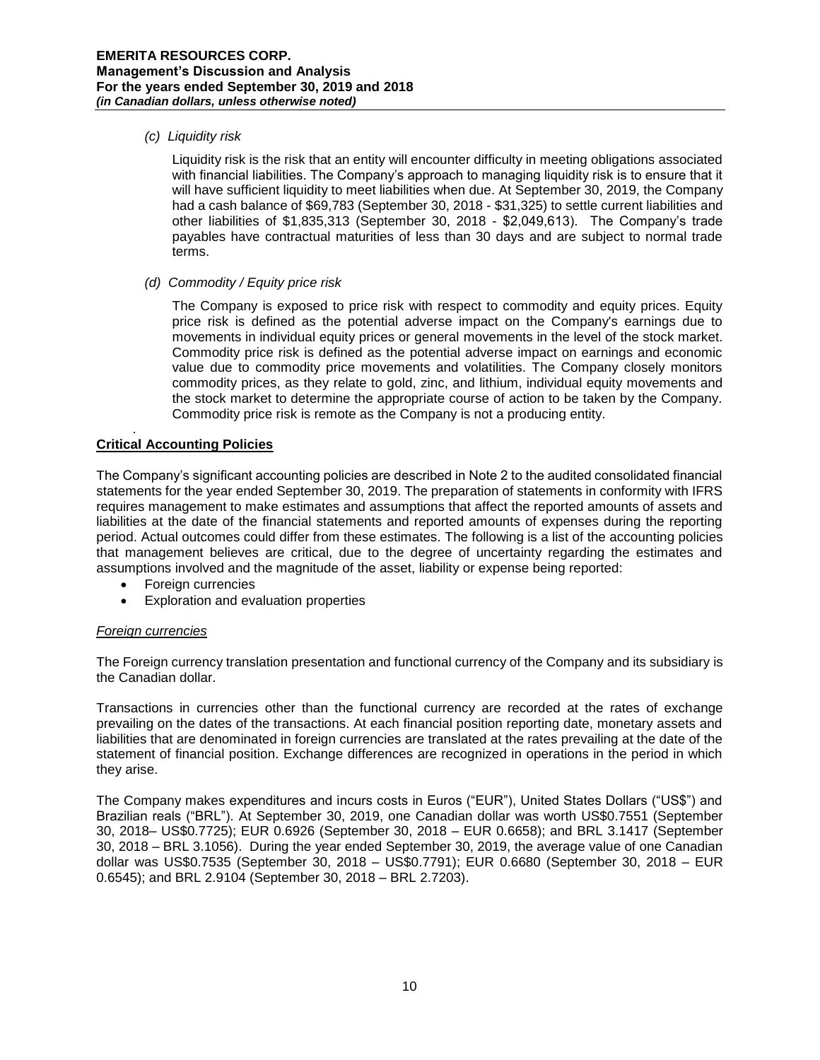*(c) Liquidity risk*

Liquidity risk is the risk that an entity will encounter difficulty in meeting obligations associated with financial liabilities. The Company's approach to managing liquidity risk is to ensure that it will have sufficient liquidity to meet liabilities when due. At September 30, 2019, the Company had a cash balance of $69,783 (September 30, 2018 - $31,325) to settle current liabilities and other liabilities of $1,835,313 (September 30, 2018 - $2,049,613). The Company's trade payables have contractual maturities of less than 30 days and are subject to normal trade terms.

*(d) Commodity / Equity price risk*

The Company is exposed to price risk with respect to commodity and equity prices. Equity price risk is defined as the potential adverse impact on the Company's earnings due to movements in individual equity prices or general movements in the level of the stock market. Commodity price risk is defined as the potential adverse impact on earnings and economic value due to commodity price movements and volatilities. The Company closely monitors commodity prices, as they relate to gold, zinc, and lithium, individual equity movements and the stock market to determine the appropriate course of action to be taken by the Company. Commodity price risk is remote as the Company is not a producing entity.

## Critical Accounting Policies

The Company's significant accounting policies are described in Note 2 to the audited consolidated financial statements for the year ended September 30, 2019. The preparation of statements in conformity with IFRS requires management to make estimates and assumptions that affect the reported amounts of assets and liabilities at the date of the financial statements and reported amounts of expenses during the reporting period. Actual outcomes could differ from these estimates. The following is a list of the accounting policies that management believes are critical, due to the degree of uncertainty regarding the estimates and assumptions involved and the magnitude of the asset, liability or expense being reported:

- Foreign currencies
- Exploration and evaluation properties

### *Foreign currencies*

The Foreign currency translation presentation and functional currency of the Company and its subsidiary is the Canadian dollar.

Transactions in currencies other than the functional currency are recorded at the rates of exchange prevailing on the dates of the transactions. At each financial position reporting date, monetary assets and liabilities that are denominated in foreign currencies are translated at the rates prevailing at the date of the statement of financial position. Exchange differences are recognized in operations in the period in which they arise.

The Company makes expenditures and incurs costs in Euros ("EUR"), United States Dollars ("US$") and Brazilian reals ("BRL"). At September 30, 2019, one Canadian dollar was worth US$0.7551 (September 30, 2018– US$0.7725); EUR 0.6926 (September 30, 2018 – EUR 0.6658); and BRL 3.1417 (September 30, 2018 – BRL 3.1056). During the year ended September 30, 2019, the average value of one Canadian dollar was US$0.7535 (September 30, 2018 – US$0.7791); EUR 0.6680 (September 30, 2018 – EUR 0.6545); and BRL 2.9104 (September 30, 2018 – BRL 2.7203).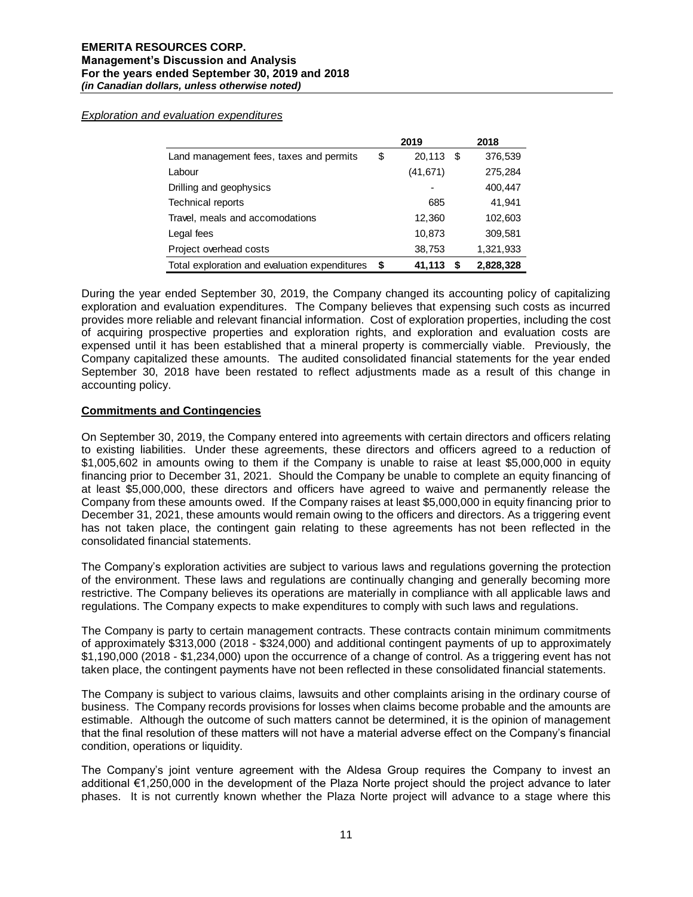*Exploration and evaluation expenditures*

| | 2019 | 2018 |
|---|---|---|
| Land management fees, taxes and permits | $ 20,113 | $ 376,539 |
| Labour | (41,671) | 275,284 |
| Drilling and geophysics | - | 400,447 |
| Technical reports | 685 | 41,941 |
| Travel, meals and accomodations | 12,360 | 102,603 |
| Legal fees | 10,873 | 309,581 |
| Project overhead costs | 38,753 | 1,321,933 |
| **Total exploration and evaluation expenditures** | **$ 41,113** | **$ 2,828,328** |

During the year ended September 30, 2019, the Company changed its accounting policy of capitalizing exploration and evaluation expenditures. The Company believes that expensing such costs as incurred provides more reliable and relevant financial information. Cost of exploration properties, including the cost of acquiring prospective properties and exploration rights, and exploration and evaluation costs are expensed until it has been established that a mineral property is commercially viable. Previously, the Company capitalized these amounts. The audited consolidated financial statements for the year ended September 30, 2018 have been restated to reflect adjustments made as a result of this change in accounting policy.

## Commitments and Contingencies

On September 30, 2019, the Company entered into agreements with certain directors and officers relating to existing liabilities. Under these agreements, these directors and officers agreed to a reduction of $1,005,602 in amounts owing to them if the Company is unable to raise at least $5,000,000 in equity financing prior to December 31, 2021. Should the Company be unable to complete an equity financing of at least $5,000,000, these directors and officers have agreed to waive and permanently release the Company from these amounts owed. If the Company raises at least $5,000,000 in equity financing prior to December 31, 2021, these amounts would remain owing to the officers and directors. As a triggering event has not taken place, the contingent gain relating to these agreements has not been reflected in the consolidated financial statements.

The Company's exploration activities are subject to various laws and regulations governing the protection of the environment. These laws and regulations are continually changing and generally becoming more restrictive. The Company believes its operations are materially in compliance with all applicable laws and regulations. The Company expects to make expenditures to comply with such laws and regulations.

The Company is party to certain management contracts. These contracts contain minimum commitments of approximately $313,000 (2018 - $324,000) and additional contingent payments of up to approximately $1,190,000 (2018 - $1,234,000) upon the occurrence of a change of control. As a triggering event has not taken place, the contingent payments have not been reflected in these consolidated financial statements.

The Company is subject to various claims, lawsuits and other complaints arising in the ordinary course of business. The Company records provisions for losses when claims become probable and the amounts are estimable. Although the outcome of such matters cannot be determined, it is the opinion of management that the final resolution of these matters will not have a material adverse effect on the Company's financial condition, operations or liquidity.

The Company's joint venture agreement with the Aldesa Group requires the Company to invest an additional €1,250,000 in the development of the Plaza Norte project should the project advance to later phases. It is not currently known whether the Plaza Norte project will advance to a stage where this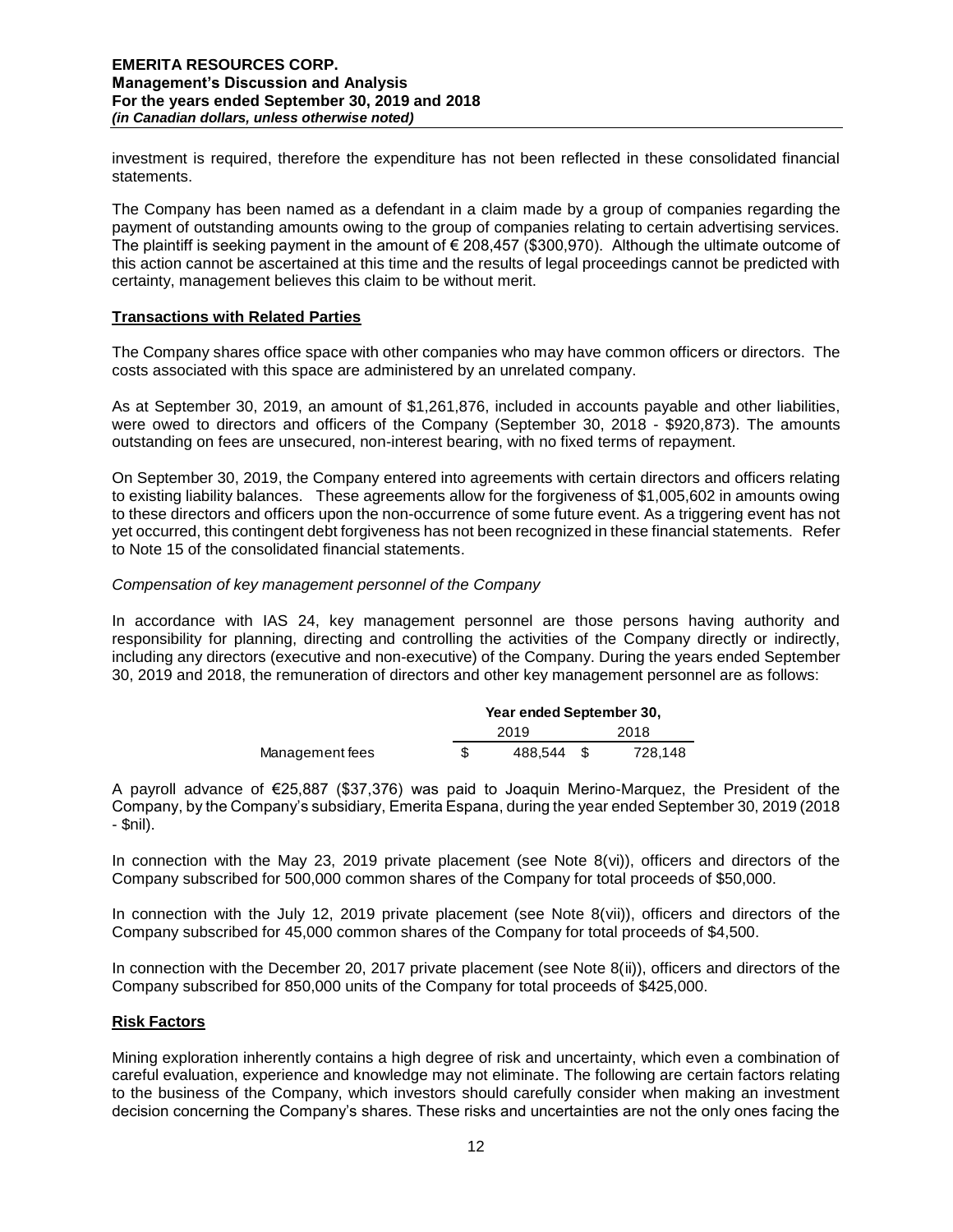investment is required, therefore the expenditure has not been reflected in these consolidated financial statements.

The Company has been named as a defendant in a claim made by a group of companies regarding the payment of outstanding amounts owing to the group of companies relating to certain advertising services. The plaintiff is seeking payment in the amount of € 208,457 ($300,970). Although the ultimate outcome of this action cannot be ascertained at this time and the results of legal proceedings cannot be predicted with certainty, management believes this claim to be without merit.

## Transactions with Related Parties

The Company shares office space with other companies who may have common officers or directors. The costs associated with this space are administered by an unrelated company.

As at September 30, 2019, an amount of $1,261,876, included in accounts payable and other liabilities, were owed to directors and officers of the Company (September 30, 2018 - $920,873). The amounts outstanding on fees are unsecured, non-interest bearing, with no fixed terms of repayment.

On September 30, 2019, the Company entered into agreements with certain directors and officers relating to existing liability balances. These agreements allow for the forgiveness of $1,005,602 in amounts owing to these directors and officers upon the non-occurrence of some future event. As a triggering event has not yet occurred, this contingent debt forgiveness has not been recognized in these financial statements. Refer to Note 15 of the consolidated financial statements.

*Compensation of key management personnel of the Company*

In accordance with IAS 24, key management personnel are those persons having authority and responsibility for planning, directing and controlling the activities of the Company directly or indirectly, including any directors (executive and non-executive) of the Company. During the years ended September 30, 2019 and 2018, the remuneration of directors and other key management personnel are as follows:

| | Year ended September 30, | |
|---|---|---|
| | 2019 | 2018 |
| Management fees | $ 488,544 | $ 728,148 |

A payroll advance of €25,887 ($37,376) was paid to Joaquin Merino-Marquez, the President of the Company, by the Company's subsidiary, Emerita Espana, during the year ended September 30, 2019 (2018 - $nil).

In connection with the May 23, 2019 private placement (see Note 8(vi)), officers and directors of the Company subscribed for 500,000 common shares of the Company for total proceeds of $50,000.

In connection with the July 12, 2019 private placement (see Note 8(vii)), officers and directors of the Company subscribed for 45,000 common shares of the Company for total proceeds of $4,500.

In connection with the December 20, 2017 private placement (see Note 8(ii)), officers and directors of the Company subscribed for 850,000 units of the Company for total proceeds of $425,000.

## Risk Factors

Mining exploration inherently contains a high degree of risk and uncertainty, which even a combination of careful evaluation, experience and knowledge may not eliminate. The following are certain factors relating to the business of the Company, which investors should carefully consider when making an investment decision concerning the Company's shares. These risks and uncertainties are not the only ones facing the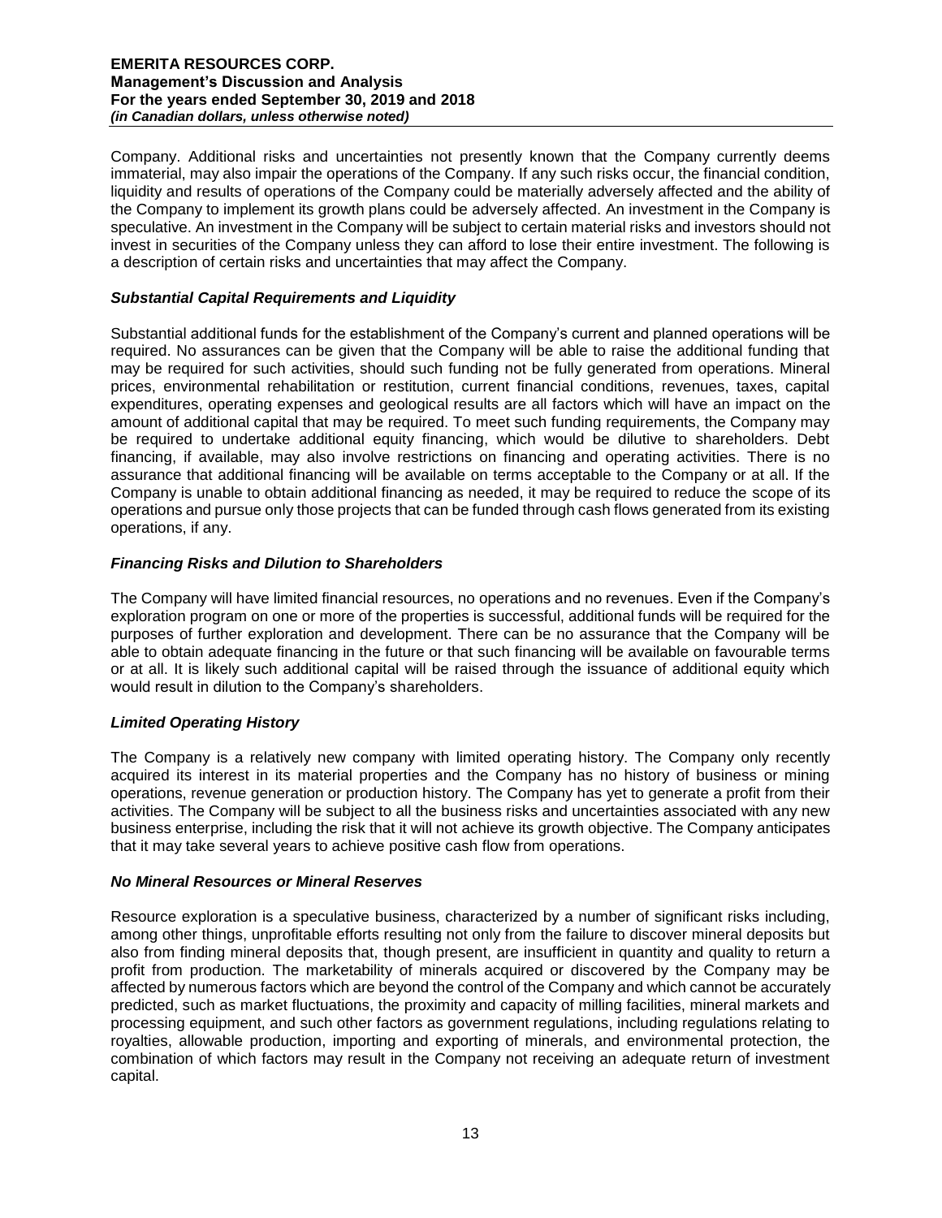Company. Additional risks and uncertainties not presently known that the Company currently deems immaterial, may also impair the operations of the Company. If any such risks occur, the financial condition, liquidity and results of operations of the Company could be materially adversely affected and the ability of the Company to implement its growth plans could be adversely affected. An investment in the Company is speculative. An investment in the Company will be subject to certain material risks and investors should not invest in securities of the Company unless they can afford to lose their entire investment. The following is a description of certain risks and uncertainties that may affect the Company.

### *Substantial Capital Requirements and Liquidity*

Substantial additional funds for the establishment of the Company's current and planned operations will be required. No assurances can be given that the Company will be able to raise the additional funding that may be required for such activities, should such funding not be fully generated from operations. Mineral prices, environmental rehabilitation or restitution, current financial conditions, revenues, taxes, capital expenditures, operating expenses and geological results are all factors which will have an impact on the amount of additional capital that may be required. To meet such funding requirements, the Company may be required to undertake additional equity financing, which would be dilutive to shareholders. Debt financing, if available, may also involve restrictions on financing and operating activities. There is no assurance that additional financing will be available on terms acceptable to the Company or at all. If the Company is unable to obtain additional financing as needed, it may be required to reduce the scope of its operations and pursue only those projects that can be funded through cash flows generated from its existing operations, if any.

### *Financing Risks and Dilution to Shareholders*

The Company will have limited financial resources, no operations and no revenues. Even if the Company's exploration program on one or more of the properties is successful, additional funds will be required for the purposes of further exploration and development. There can be no assurance that the Company will be able to obtain adequate financing in the future or that such financing will be available on favourable terms or at all. It is likely such additional capital will be raised through the issuance of additional equity which would result in dilution to the Company's shareholders.

### *Limited Operating History*

The Company is a relatively new company with limited operating history. The Company only recently acquired its interest in its material properties and the Company has no history of business or mining operations, revenue generation or production history. The Company has yet to generate a profit from their activities. The Company will be subject to all the business risks and uncertainties associated with any new business enterprise, including the risk that it will not achieve its growth objective. The Company anticipates that it may take several years to achieve positive cash flow from operations.

### *No Mineral Resources or Mineral Reserves*

Resource exploration is a speculative business, characterized by a number of significant risks including, among other things, unprofitable efforts resulting not only from the failure to discover mineral deposits but also from finding mineral deposits that, though present, are insufficient in quantity and quality to return a profit from production. The marketability of minerals acquired or discovered by the Company may be affected by numerous factors which are beyond the control of the Company and which cannot be accurately predicted, such as market fluctuations, the proximity and capacity of milling facilities, mineral markets and processing equipment, and such other factors as government regulations, including regulations relating to royalties, allowable production, importing and exporting of minerals, and environmental protection, the combination of which factors may result in the Company not receiving an adequate return of investment capital.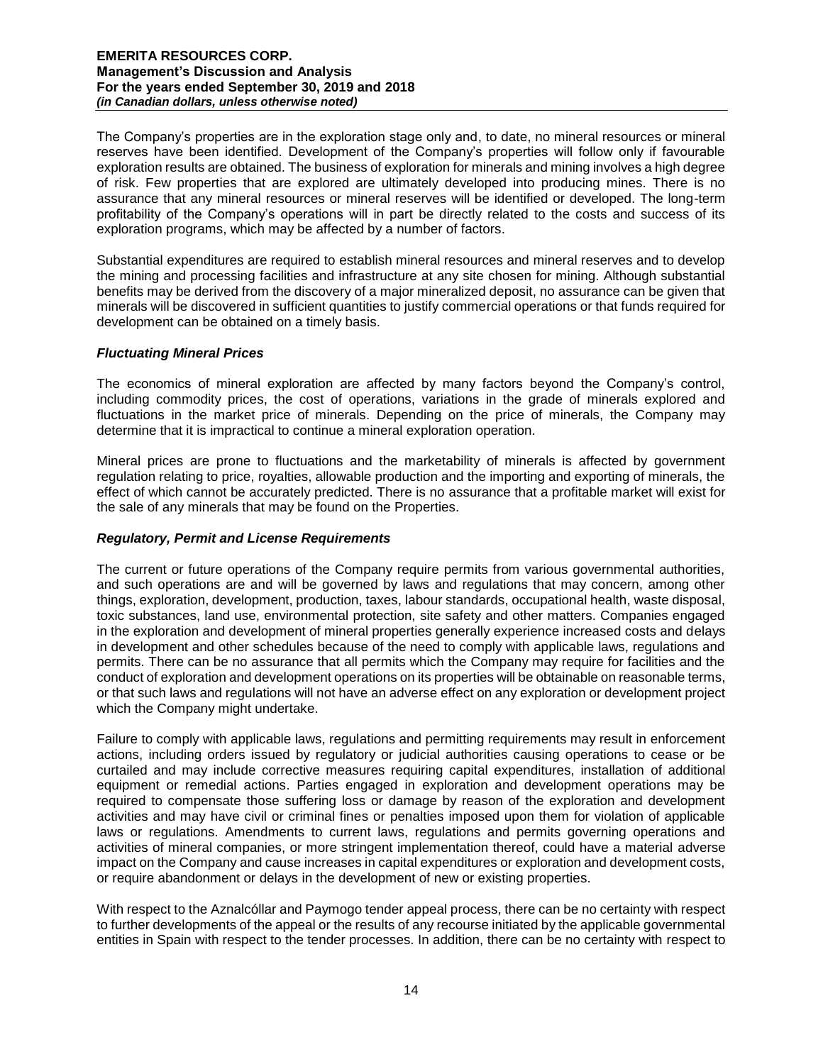The Company's properties are in the exploration stage only and, to date, no mineral resources or mineral reserves have been identified. Development of the Company's properties will follow only if favourable exploration results are obtained. The business of exploration for minerals and mining involves a high degree of risk. Few properties that are explored are ultimately developed into producing mines. There is no assurance that any mineral resources or mineral reserves will be identified or developed. The long-term profitability of the Company's operations will in part be directly related to the costs and success of its exploration programs, which may be affected by a number of factors.

Substantial expenditures are required to establish mineral resources and mineral reserves and to develop the mining and processing facilities and infrastructure at any site chosen for mining. Although substantial benefits may be derived from the discovery of a major mineralized deposit, no assurance can be given that minerals will be discovered in sufficient quantities to justify commercial operations or that funds required for development can be obtained on a timely basis.

### *Fluctuating Mineral Prices*

The economics of mineral exploration are affected by many factors beyond the Company's control, including commodity prices, the cost of operations, variations in the grade of minerals explored and fluctuations in the market price of minerals. Depending on the price of minerals, the Company may determine that it is impractical to continue a mineral exploration operation.

Mineral prices are prone to fluctuations and the marketability of minerals is affected by government regulation relating to price, royalties, allowable production and the importing and exporting of minerals, the effect of which cannot be accurately predicted. There is no assurance that a profitable market will exist for the sale of any minerals that may be found on the Properties.

### *Regulatory, Permit and License Requirements*

The current or future operations of the Company require permits from various governmental authorities, and such operations are and will be governed by laws and regulations that may concern, among other things, exploration, development, production, taxes, labour standards, occupational health, waste disposal, toxic substances, land use, environmental protection, site safety and other matters. Companies engaged in the exploration and development of mineral properties generally experience increased costs and delays in development and other schedules because of the need to comply with applicable laws, regulations and permits. There can be no assurance that all permits which the Company may require for facilities and the conduct of exploration and development operations on its properties will be obtainable on reasonable terms, or that such laws and regulations will not have an adverse effect on any exploration or development project which the Company might undertake.

Failure to comply with applicable laws, regulations and permitting requirements may result in enforcement actions, including orders issued by regulatory or judicial authorities causing operations to cease or be curtailed and may include corrective measures requiring capital expenditures, installation of additional equipment or remedial actions. Parties engaged in exploration and development operations may be required to compensate those suffering loss or damage by reason of the exploration and development activities and may have civil or criminal fines or penalties imposed upon them for violation of applicable laws or regulations. Amendments to current laws, regulations and permits governing operations and activities of mineral companies, or more stringent implementation thereof, could have a material adverse impact on the Company and cause increases in capital expenditures or exploration and development costs, or require abandonment or delays in the development of new or existing properties.

With respect to the Aznalcóllar and Paymogo tender appeal process, there can be no certainty with respect to further developments of the appeal or the results of any recourse initiated by the applicable governmental entities in Spain with respect to the tender processes. In addition, there can be no certainty with respect to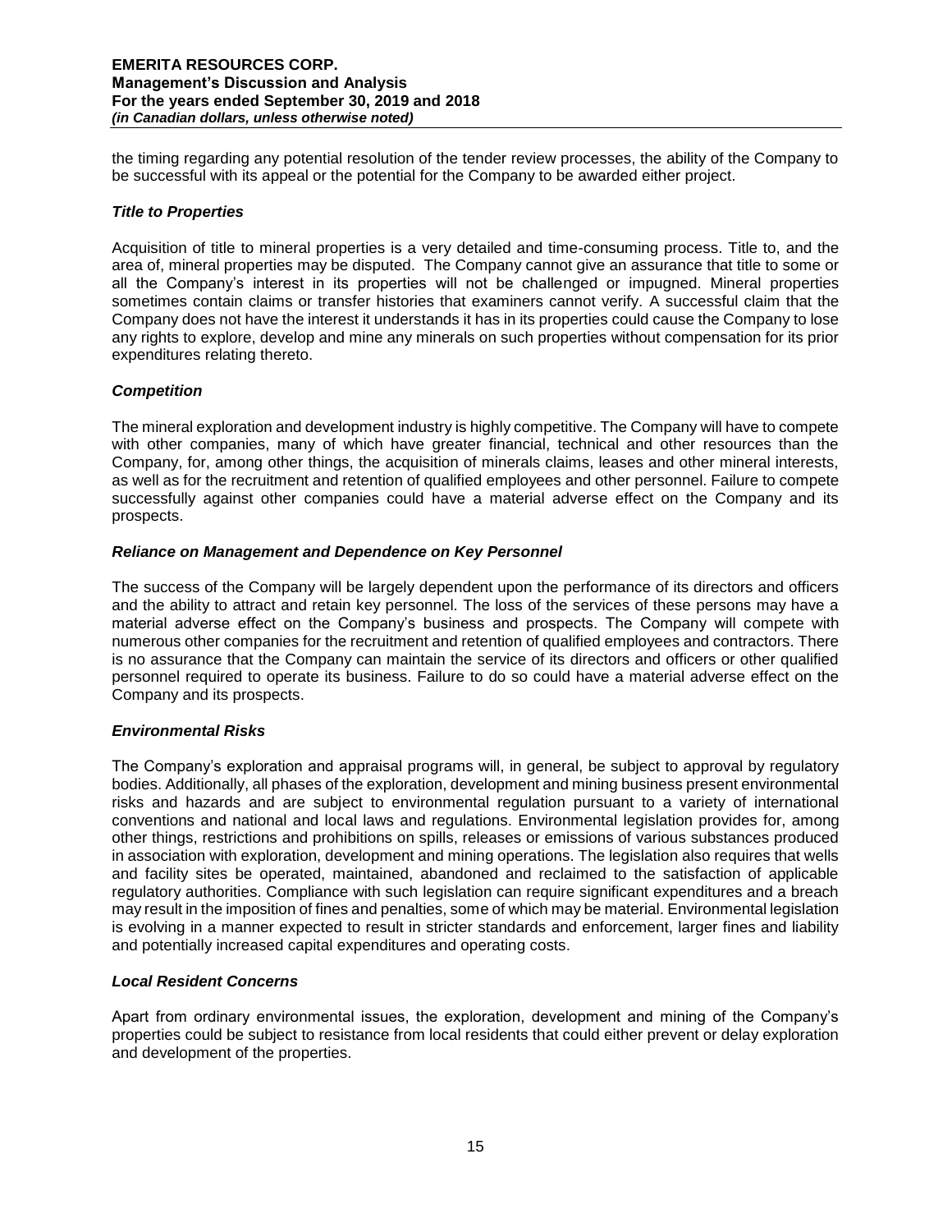the timing regarding any potential resolution of the tender review processes, the ability of the Company to be successful with its appeal or the potential for the Company to be awarded either project.

### *Title to Properties*

Acquisition of title to mineral properties is a very detailed and time-consuming process. Title to, and the area of, mineral properties may be disputed. The Company cannot give an assurance that title to some or all the Company's interest in its properties will not be challenged or impugned. Mineral properties sometimes contain claims or transfer histories that examiners cannot verify. A successful claim that the Company does not have the interest it understands it has in its properties could cause the Company to lose any rights to explore, develop and mine any minerals on such properties without compensation for its prior expenditures relating thereto.

### *Competition*

The mineral exploration and development industry is highly competitive. The Company will have to compete with other companies, many of which have greater financial, technical and other resources than the Company, for, among other things, the acquisition of minerals claims, leases and other mineral interests, as well as for the recruitment and retention of qualified employees and other personnel. Failure to compete successfully against other companies could have a material adverse effect on the Company and its prospects.

### *Reliance on Management and Dependence on Key Personnel*

The success of the Company will be largely dependent upon the performance of its directors and officers and the ability to attract and retain key personnel. The loss of the services of these persons may have a material adverse effect on the Company's business and prospects. The Company will compete with numerous other companies for the recruitment and retention of qualified employees and contractors. There is no assurance that the Company can maintain the service of its directors and officers or other qualified personnel required to operate its business. Failure to do so could have a material adverse effect on the Company and its prospects.

### *Environmental Risks*

The Company's exploration and appraisal programs will, in general, be subject to approval by regulatory bodies. Additionally, all phases of the exploration, development and mining business present environmental risks and hazards and are subject to environmental regulation pursuant to a variety of international conventions and national and local laws and regulations. Environmental legislation provides for, among other things, restrictions and prohibitions on spills, releases or emissions of various substances produced in association with exploration, development and mining operations. The legislation also requires that wells and facility sites be operated, maintained, abandoned and reclaimed to the satisfaction of applicable regulatory authorities. Compliance with such legislation can require significant expenditures and a breach may result in the imposition of fines and penalties, some of which may be material. Environmental legislation is evolving in a manner expected to result in stricter standards and enforcement, larger fines and liability and potentially increased capital expenditures and operating costs.

### *Local Resident Concerns*

Apart from ordinary environmental issues, the exploration, development and mining of the Company's properties could be subject to resistance from local residents that could either prevent or delay exploration and development of the properties.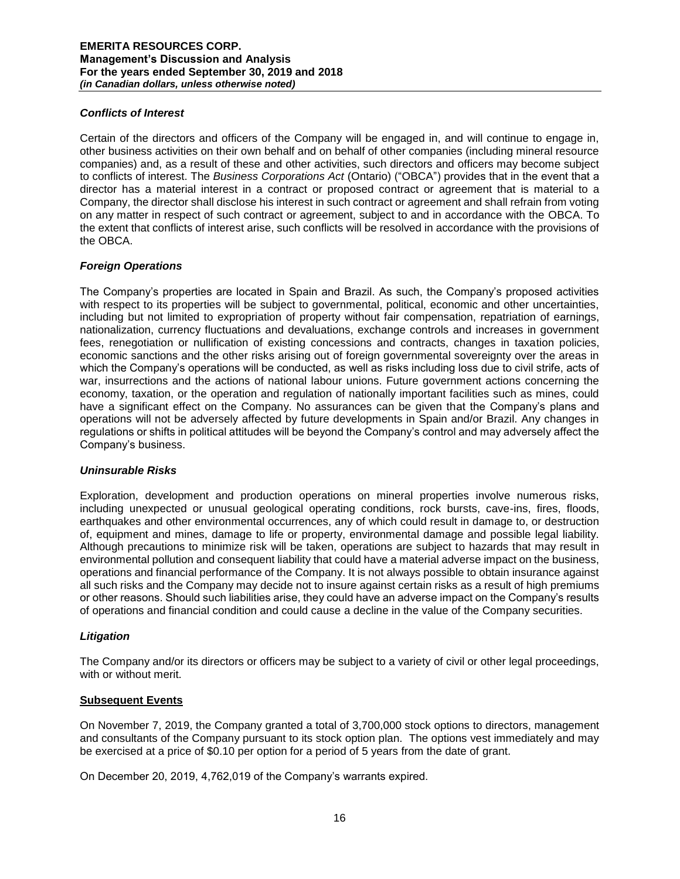### *Conflicts of Interest*

Certain of the directors and officers of the Company will be engaged in, and will continue to engage in, other business activities on their own behalf and on behalf of other companies (including mineral resource companies) and, as a result of these and other activities, such directors and officers may become subject to conflicts of interest. The *Business Corporations Act* (Ontario) ("OBCA") provides that in the event that a director has a material interest in a contract or proposed contract or agreement that is material to a Company, the director shall disclose his interest in such contract or agreement and shall refrain from voting on any matter in respect of such contract or agreement, subject to and in accordance with the OBCA. To the extent that conflicts of interest arise, such conflicts will be resolved in accordance with the provisions of the OBCA.

### *Foreign Operations*

The Company's properties are located in Spain and Brazil. As such, the Company's proposed activities with respect to its properties will be subject to governmental, political, economic and other uncertainties, including but not limited to expropriation of property without fair compensation, repatriation of earnings, nationalization, currency fluctuations and devaluations, exchange controls and increases in government fees, renegotiation or nullification of existing concessions and contracts, changes in taxation policies, economic sanctions and the other risks arising out of foreign governmental sovereignty over the areas in which the Company's operations will be conducted, as well as risks including loss due to civil strife, acts of war, insurrections and the actions of national labour unions. Future government actions concerning the economy, taxation, or the operation and regulation of nationally important facilities such as mines, could have a significant effect on the Company. No assurances can be given that the Company's plans and operations will not be adversely affected by future developments in Spain and/or Brazil. Any changes in regulations or shifts in political attitudes will be beyond the Company's control and may adversely affect the Company's business.

### *Uninsurable Risks*

Exploration, development and production operations on mineral properties involve numerous risks, including unexpected or unusual geological operating conditions, rock bursts, cave-ins, fires, floods, earthquakes and other environmental occurrences, any of which could result in damage to, or destruction of, equipment and mines, damage to life or property, environmental damage and possible legal liability. Although precautions to minimize risk will be taken, operations are subject to hazards that may result in environmental pollution and consequent liability that could have a material adverse impact on the business, operations and financial performance of the Company. It is not always possible to obtain insurance against all such risks and the Company may decide not to insure against certain risks as a result of high premiums or other reasons. Should such liabilities arise, they could have an adverse impact on the Company's results of operations and financial condition and could cause a decline in the value of the Company securities.

### *Litigation*

The Company and/or its directors or officers may be subject to a variety of civil or other legal proceedings, with or without merit.

## Subsequent Events

On November 7, 2019, the Company granted a total of 3,700,000 stock options to directors, management and consultants of the Company pursuant to its stock option plan. The options vest immediately and may be exercised at a price of $0.10 per option for a period of 5 years from the date of grant.

On December 20, 2019, 4,762,019 of the Company's warrants expired.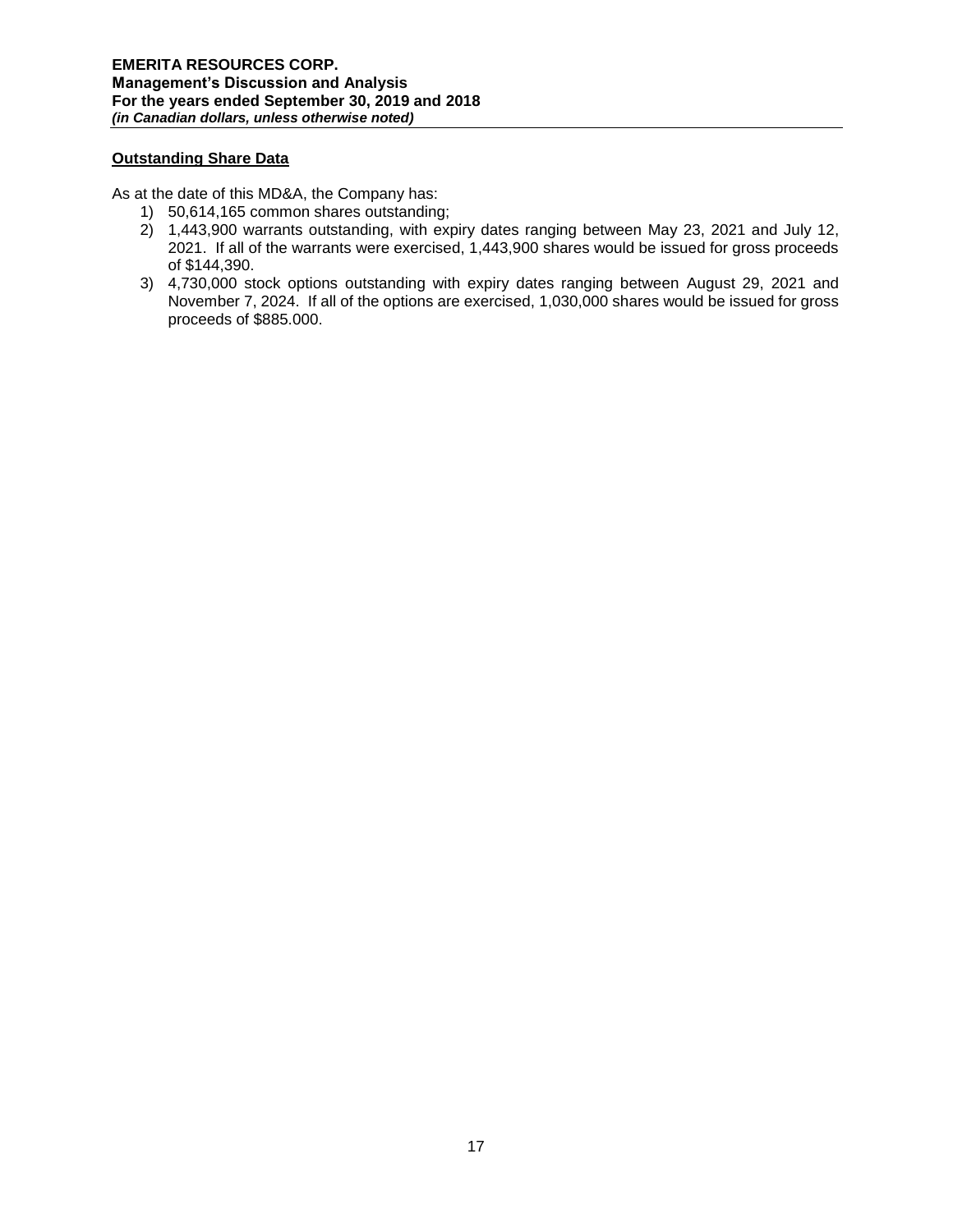**Outstanding Share Data**

As at the date of this MD&A, the Company has:

1) 50,614,165 common shares outstanding;
2) 1,443,900 warrants outstanding, with expiry dates ranging between May 23, 2021 and July 12, 2021. If all of the warrants were exercised, 1,443,900 shares would be issued for gross proceeds of $144,390.
3) 4,730,000 stock options outstanding with expiry dates ranging between August 29, 2021 and November 7, 2024. If all of the options are exercised, 1,030,000 shares would be issued for gross proceeds of $885.000.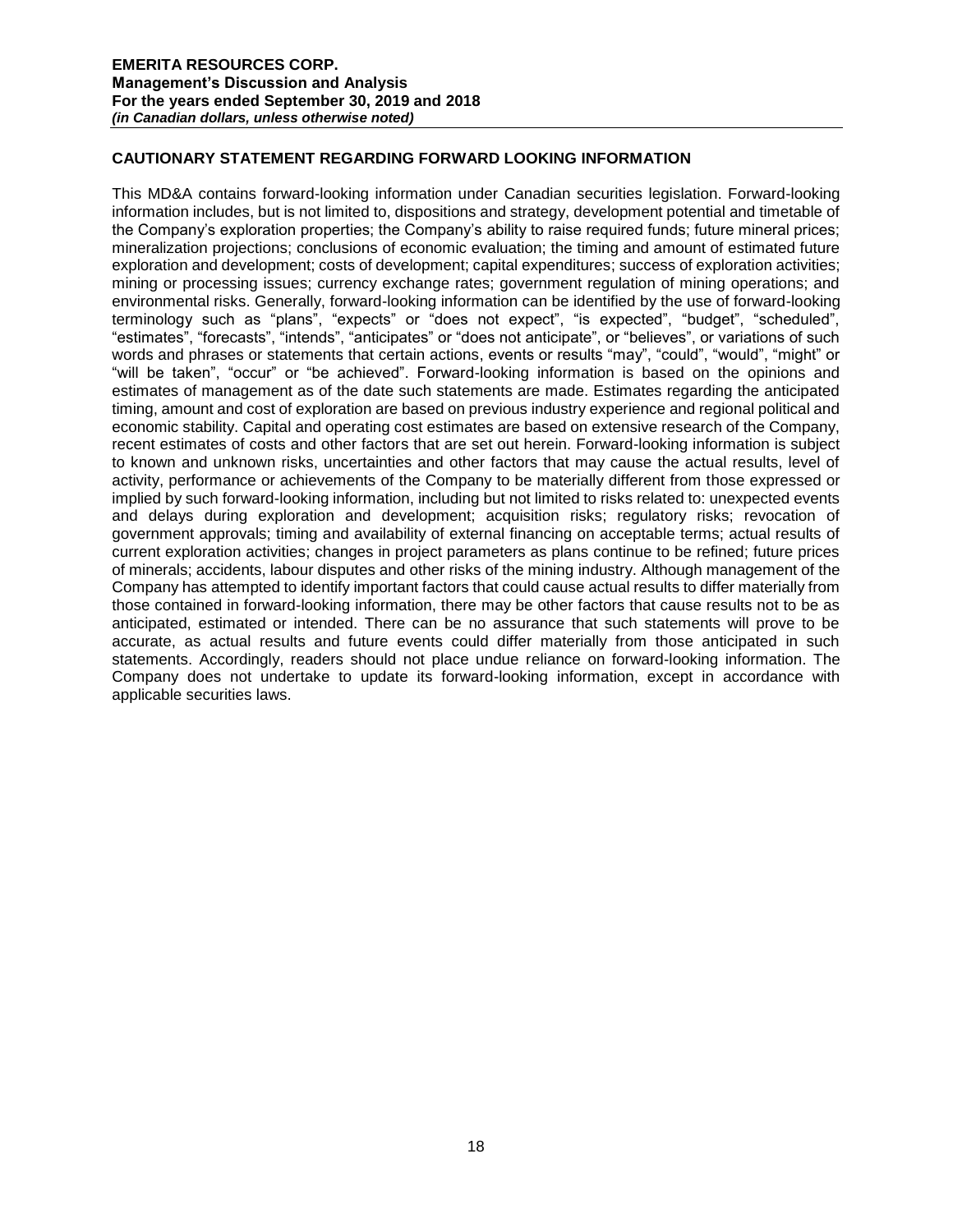## CAUTIONARY STATEMENT REGARDING FORWARD LOOKING INFORMATION

This MD&A contains forward-looking information under Canadian securities legislation. Forward-looking information includes, but is not limited to, dispositions and strategy, development potential and timetable of the Company's exploration properties; the Company's ability to raise required funds; future mineral prices; mineralization projections; conclusions of economic evaluation; the timing and amount of estimated future exploration and development; costs of development; capital expenditures; success of exploration activities; mining or processing issues; currency exchange rates; government regulation of mining operations; and environmental risks. Generally, forward-looking information can be identified by the use of forward-looking terminology such as "plans", "expects" or "does not expect", "is expected", "budget", "scheduled", "estimates", "forecasts", "intends", "anticipates" or "does not anticipate", or "believes", or variations of such words and phrases or statements that certain actions, events or results "may", "could", "would", "might" or "will be taken", "occur" or "be achieved". Forward-looking information is based on the opinions and estimates of management as of the date such statements are made. Estimates regarding the anticipated timing, amount and cost of exploration are based on previous industry experience and regional political and economic stability. Capital and operating cost estimates are based on extensive research of the Company, recent estimates of costs and other factors that are set out herein. Forward-looking information is subject to known and unknown risks, uncertainties and other factors that may cause the actual results, level of activity, performance or achievements of the Company to be materially different from those expressed or implied by such forward-looking information, including but not limited to risks related to: unexpected events and delays during exploration and development; acquisition risks; regulatory risks; revocation of government approvals; timing and availability of external financing on acceptable terms; actual results of current exploration activities; changes in project parameters as plans continue to be refined; future prices of minerals; accidents, labour disputes and other risks of the mining industry. Although management of the Company has attempted to identify important factors that could cause actual results to differ materially from those contained in forward-looking information, there may be other factors that cause results not to be as anticipated, estimated or intended. There can be no assurance that such statements will prove to be accurate, as actual results and future events could differ materially from those anticipated in such statements. Accordingly, readers should not place undue reliance on forward-looking information. The Company does not undertake to update its forward-looking information, except in accordance with applicable securities laws.